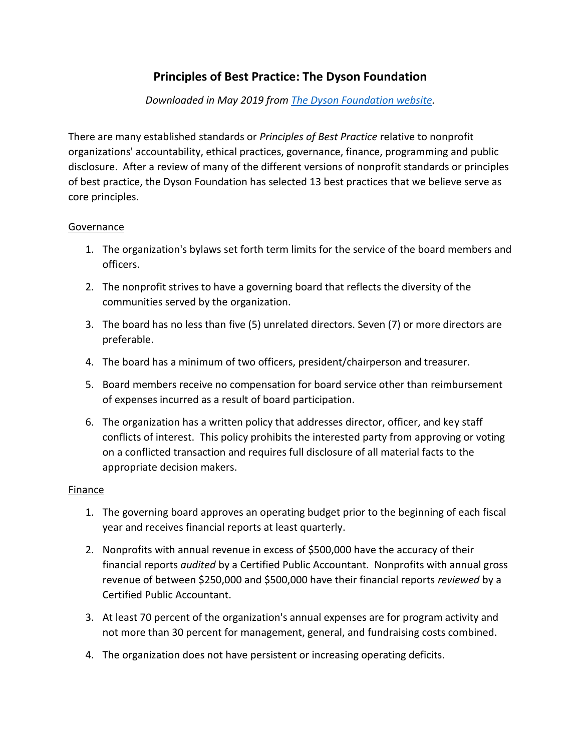# Principles of Best Practice: The Dyson Foundation

*Downloaded in May 2019 from [The Dyson Foundation website](The Dyson Foundation website).*

There are many established standards or *Principles of Best Practice* relative to nonprofit organizations' accountability, ethical practices, governance, finance, programming and public disclosure. After a review of many of the different versions of nonprofit standards or principles of best practice, the Dyson Foundation has selected 13 best practices that we believe serve as core principles.

## Governance

1. The organization's bylaws set forth term limits for the service of the board members and officers.
2. The nonprofit strives to have a governing board that reflects the diversity of the communities served by the organization.
3. The board has no less than five (5) unrelated directors. Seven (7) or more directors are preferable.
4. The board has a minimum of two officers, president/chairperson and treasurer.
5. Board members receive no compensation for board service other than reimbursement of expenses incurred as a result of board participation.
6. The organization has a written policy that addresses director, officer, and key staff conflicts of interest. This policy prohibits the interested party from approving or voting on a conflicted transaction and requires full disclosure of all material facts to the appropriate decision makers.

## Finance

1. The governing board approves an operating budget prior to the beginning of each fiscal year and receives financial reports at least quarterly.
2. Nonprofits with annual revenue in excess of $500,000 have the accuracy of their financial reports *audited* by a Certified Public Accountant. Nonprofits with annual gross revenue of between $250,000 and $500,000 have their financial reports *reviewed* by a Certified Public Accountant.
3. At least 70 percent of the organization's annual expenses are for program activity and not more than 30 percent for management, general, and fundraising costs combined.
4. The organization does not have persistent or increasing operating deficits.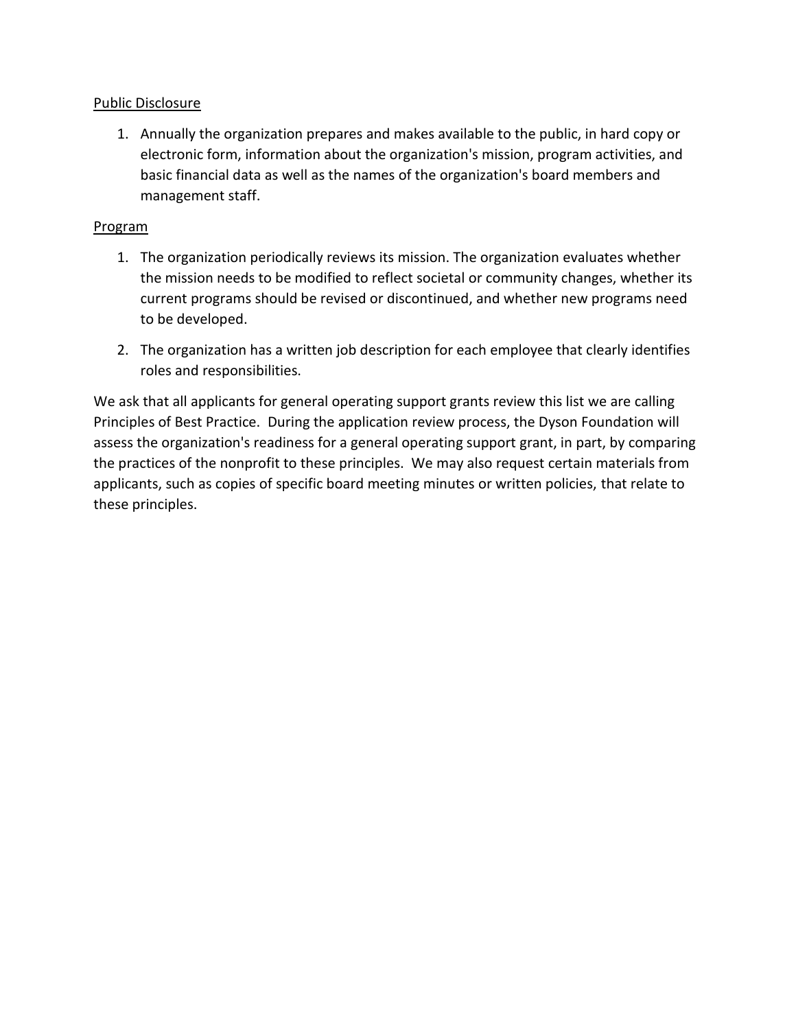Public Disclosure

1. Annually the organization prepares and makes available to the public, in hard copy or electronic form, information about the organization's mission, program activities, and basic financial data as well as the names of the organization's board members and management staff.

Program

1. The organization periodically reviews its mission. The organization evaluates whether the mission needs to be modified to reflect societal or community changes, whether its current programs should be revised or discontinued, and whether new programs need to be developed.
2. The organization has a written job description for each employee that clearly identifies roles and responsibilities.

We ask that all applicants for general operating support grants review this list we are calling Principles of Best Practice. During the application review process, the Dyson Foundation will assess the organization's readiness for a general operating support grant, in part, by comparing the practices of the nonprofit to these principles. We may also request certain materials from applicants, such as copies of specific board meeting minutes or written policies, that relate to these principles.